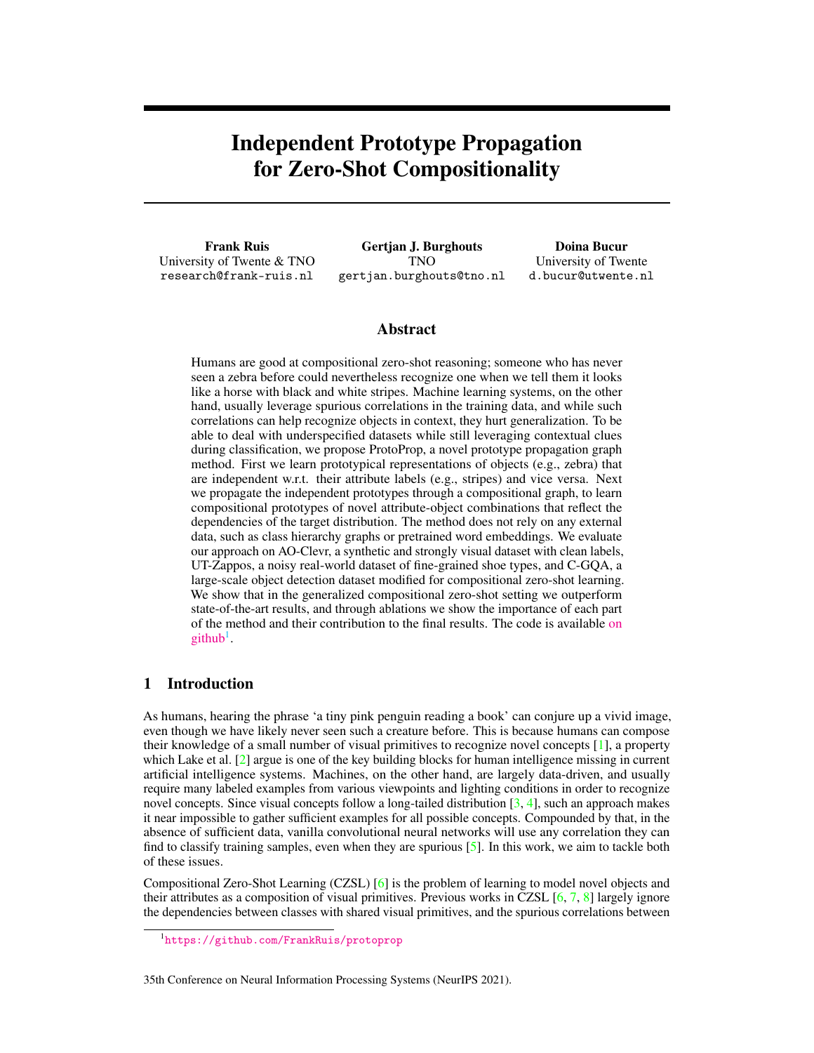# Independent Prototype Propagation for Zero-Shot Compositionality

**Frank Ruis**
University of Twente & TNO
research@frank-ruis.nl

**Gertjan J. Burghouts**
TNO
gertjan.burghouts@tno.nl

**Doina Bucur**
University of Twente
d.bucur@utwente.nl

## Abstract

Humans are good at compositional zero-shot reasoning; someone who has never seen a zebra before could nevertheless recognize one when we tell them it looks like a horse with black and white stripes. Machine learning systems, on the other hand, usually leverage spurious correlations in the training data, and while such correlations can help recognize objects in context, they hurt generalization. To be able to deal with underspecified datasets while still leveraging contextual clues during classification, we propose ProtoProp, a novel prototype propagation graph method. First we learn prototypical representations of objects (e.g., zebra) that are independent w.r.t. their attribute labels (e.g., stripes) and vice versa. Next we propagate the independent prototypes through a compositional graph, to learn compositional prototypes of novel attribute-object combinations that reflect the dependencies of the target distribution. The method does not rely on any external data, such as class hierarchy graphs or pretrained word embeddings. We evaluate our approach on AO-Clevr, a synthetic and strongly visual dataset with clean labels, UT-Zappos, a noisy real-world dataset of fine-grained shoe types, and C-GQA, a large-scale object detection dataset modified for compositional zero-shot learning. We show that in the generalized compositional zero-shot setting we outperform state-of-the-art results, and through ablations we show the importance of each part of the method and their contribution to the final results. The code is available on github[1].

## 1 Introduction

As humans, hearing the phrase 'a tiny pink penguin reading a book' can conjure up a vivid image, even though we have likely never seen such a creature before. This is because humans can compose their knowledge of a small number of visual primitives to recognize novel concepts [1], a property which Lake et al. [2] argue is one of the key building blocks for human intelligence missing in current artificial intelligence systems. Machines, on the other hand, are largely data-driven, and usually require many labeled examples from various viewpoints and lighting conditions in order to recognize novel concepts. Since visual concepts follow a long-tailed distribution [3, 4], such an approach makes it near impossible to gather sufficient examples for all possible concepts. Compounded by that, in the absence of sufficient data, vanilla convolutional neural networks will use any correlation they can find to classify training samples, even when they are spurious [5]. In this work, we aim to tackle both of these issues.

Compositional Zero-Shot Learning (CZSL) [6] is the problem of learning to model novel objects and their attributes as a composition of visual primitives. Previous works in CZSL [6, 7, 8] largely ignore the dependencies between classes with shared visual primitives, and the spurious correlations between

[1] https://github.com/FrankRuis/protoprop

35th Conference on Neural Information Processing Systems (NeurIPS 2021).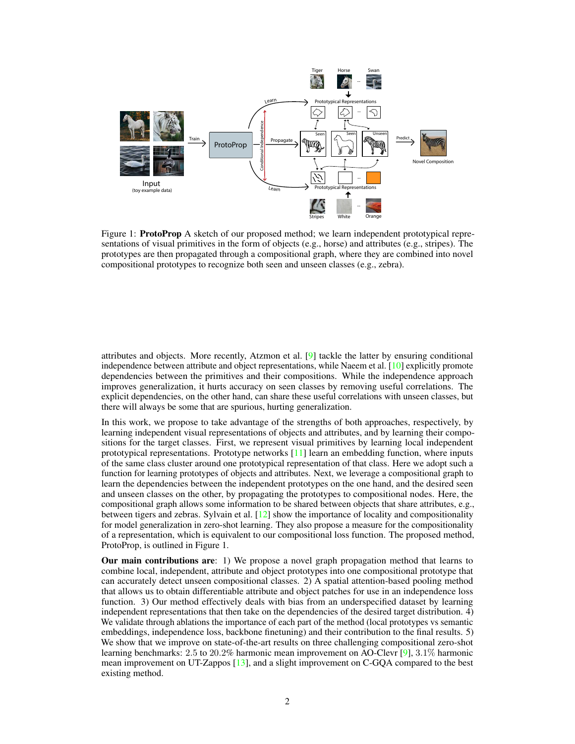Figure 1: **ProtoProp** A sketch of our proposed method; we learn independent prototypical representations of visual primitives in the form of objects (e.g., horse) and attributes (e.g., stripes). The prototypes are then propagated through a compositional graph, where they are combined into novel compositional prototypes to recognize both seen and unseen classes (e.g., zebra).

attributes and objects. More recently, Atzmon et al. [9] tackle the latter by ensuring conditional independence between attribute and object representations, while Naeem et al. [10] explicitly promote dependencies between the primitives and their compositions. While the independence approach improves generalization, it hurts accuracy on seen classes by removing useful correlations. The explicit dependencies, on the other hand, can share these useful correlations with unseen classes, but there will always be some that are spurious, hurting generalization.

In this work, we propose to take advantage of the strengths of both approaches, respectively, by learning independent visual representations of objects and attributes, and by learning their compositions for the target classes. First, we represent visual primitives by learning local independent prototypical representations. Prototype networks [11] learn an embedding function, where inputs of the same class cluster around one prototypical representation of that class. Here we adopt such a function for learning prototypes of objects and attributes. Next, we leverage a compositional graph to learn the dependencies between the independent prototypes on the one hand, and the desired seen and unseen classes on the other, by propagating the prototypes to compositional nodes. Here, the compositional graph allows some information to be shared between objects that share attributes, e.g., between tigers and zebras. Sylvain et al. [12] show the importance of locality and compositionality for model generalization in zero-shot learning. They also propose a measure for the compositionality of a representation, which is equivalent to our compositional loss function. The proposed method, ProtoProp, is outlined in Figure 1.

**Our main contributions are**: 1) We propose a novel graph propagation method that learns to combine local, independent, attribute and object prototypes into one compositional prototype that can accurately detect unseen compositional classes. 2) A spatial attention-based pooling method that allows us to obtain differentiable attribute and object patches for use in an independence loss function. 3) Our method effectively deals with bias from an underspecified dataset by learning independent representations that then take on the dependencies of the desired target distribution. 4) We validate through ablations the importance of each part of the method (local prototypes vs semantic embeddings, independence loss, backbone finetuning) and their contribution to the final results. 5) We show that we improve on state-of-the-art results on three challenging compositional zero-shot learning benchmarks: $2.5$ to $20.2\%$ harmonic mean improvement on AO-Clevr [9], $3.1\%$ harmonic mean improvement on UT-Zappos [13], and a slight improvement on C-GQA compared to the best existing method.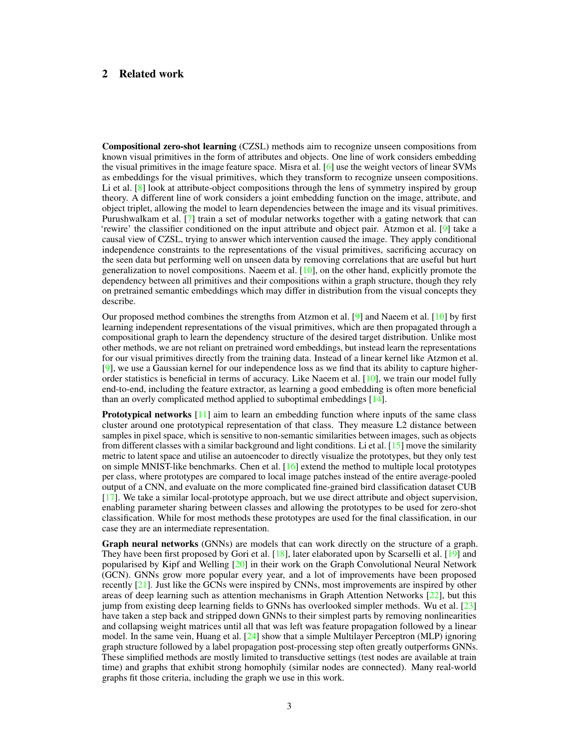## 2 Related work

**Compositional zero-shot learning** (CZSL) methods aim to recognize unseen compositions from known visual primitives in the form of attributes and objects. One line of work considers embedding the visual primitives in the image feature space. Misra et al. [6] use the weight vectors of linear SVMs as embeddings for the visual primitives, which they transform to recognize unseen compositions. Li et al. [8] look at attribute-object compositions through the lens of symmetry inspired by group theory. A different line of work considers a joint embedding function on the image, attribute, and object triplet, allowing the model to learn dependencies between the image and its visual primitives. Purushwalkam et al. [7] train a set of modular networks together with a gating network that can 'rewire' the classifier conditioned on the input attribute and object pair. Atzmon et al. [9] take a causal view of CZSL, trying to answer which intervention caused the image. They apply conditional independence constraints to the representations of the visual primitives, sacrificing accuracy on the seen data but performing well on unseen data by removing correlations that are useful but hurt generalization to novel compositions. Naeem et al. [10], on the other hand, explicitly promote the dependency between all primitives and their compositions within a graph structure, though they rely on pretrained semantic embeddings which may differ in distribution from the visual concepts they describe.

Our proposed method combines the strengths from Atzmon et al. [9] and Naeem et al. [10] by first learning independent representations of the visual primitives, which are then propagated through a compositional graph to learn the dependency structure of the desired target distribution. Unlike most other methods, we are not reliant on pretrained word embeddings, but instead learn the representations for our visual primitives directly from the training data. Instead of a linear kernel like Atzmon et al. [9], we use a Gaussian kernel for our independence loss as we find that its ability to capture higher-order statistics is beneficial in terms of accuracy. Like Naeem et al. [10], we train our model fully end-to-end, including the feature extractor, as learning a good embedding is often more beneficial than an overly complicated method applied to suboptimal embeddings [14].

**Prototypical networks** [11] aim to learn an embedding function where inputs of the same class cluster around one prototypical representation of that class. They measure L2 distance between samples in pixel space, which is sensitive to non-semantic similarities between images, such as objects from different classes with a similar background and light conditions. Li et al. [15] move the similarity metric to latent space and utilise an autoencoder to directly visualize the prototypes, but they only test on simple MNIST-like benchmarks. Chen et al. [16] extend the method to multiple local prototypes per class, where prototypes are compared to local image patches instead of the entire average-pooled output of a CNN, and evaluate on the more complicated fine-grained bird classification dataset CUB [17]. We take a similar local-prototype approach, but we use direct attribute and object supervision, enabling parameter sharing between classes and allowing the prototypes to be used for zero-shot classification. While for most methods these prototypes are used for the final classification, in our case they are an intermediate representation.

**Graph neural networks** (GNNs) are models that can work directly on the structure of a graph. They have been first proposed by Gori et al. [18], later elaborated upon by Scarselli et al. [19] and popularised by Kipf and Welling [20] in their work on the Graph Convolutional Neural Network (GCN). GNNs grow more popular every year, and a lot of improvements have been proposed recently [21]. Just like the GCNs were inspired by CNNs, most improvements are inspired by other areas of deep learning such as attention mechanisms in Graph Attention Networks [22], but this jump from existing deep learning fields to GNNs has overlooked simpler methods. Wu et al. [23] have taken a step back and stripped down GNNs to their simplest parts by removing nonlinearities and collapsing weight matrices until all that was left was feature propagation followed by a linear model. In the same vein, Huang et al. [24] show that a simple Multilayer Perceptron (MLP) ignoring graph structure followed by a label propagation post-processing step often greatly outperforms GNNs. These simplified methods are mostly limited to transductive settings (test nodes are available at train time) and graphs that exhibit strong homophily (similar nodes are connected). Many real-world graphs fit those criteria, including the graph we use in this work.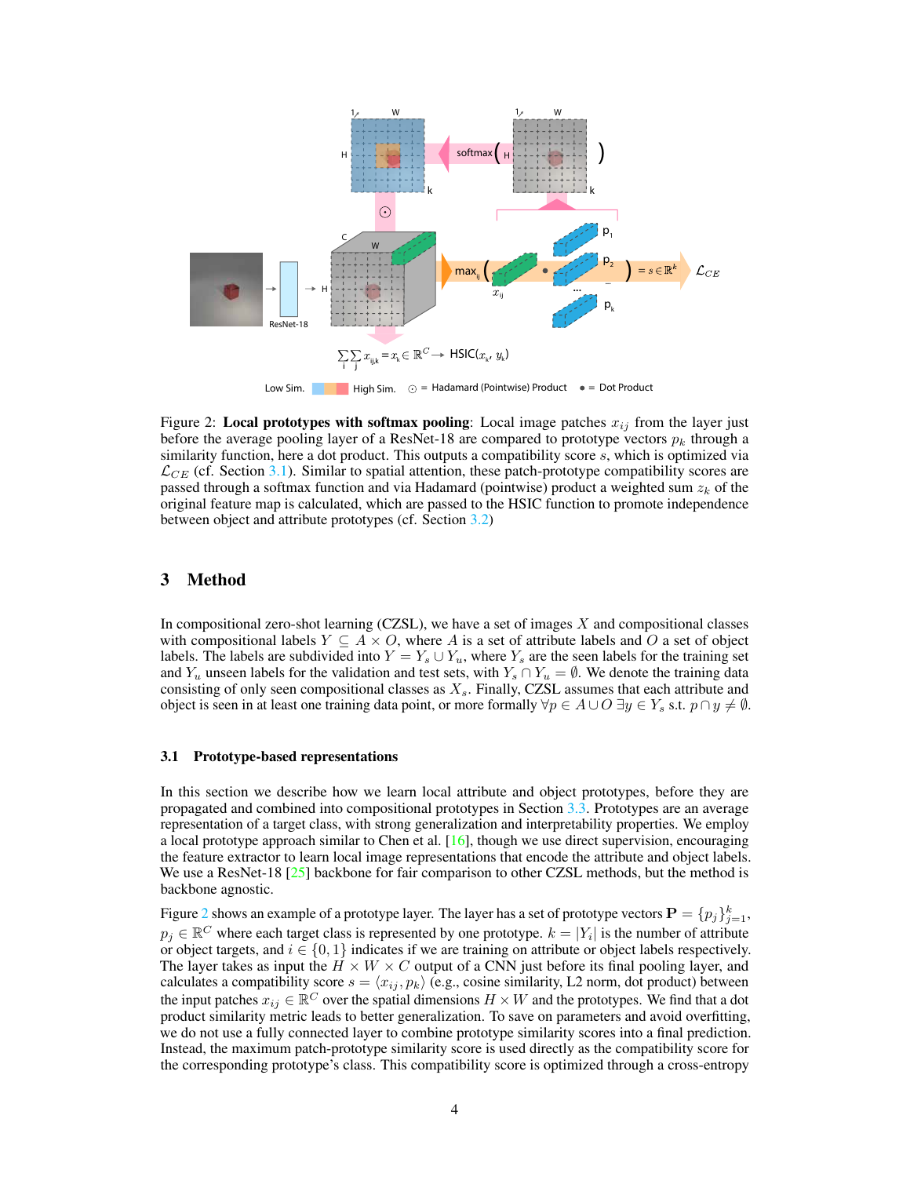Figure 2: **Local prototypes with softmax pooling**: Local image patches $x_{ij}$ from the layer just before the average pooling layer of a ResNet-18 are compared to prototype vectors $p_k$ through a similarity function, here a dot product. This outputs a compatibility score $s$, which is optimized via $\mathcal{L}_{CE}$ (cf. Section 3.1). Similar to spatial attention, these patch-prototype compatibility scores are passed through a softmax function and via Hadamard (pointwise) product a weighted sum $z_k$ of the original feature map is calculated, which are passed to the HSIC function to promote independence between object and attribute prototypes (cf. Section 3.2)

# 3 Method

In compositional zero-shot learning (CZSL), we have a set of images $X$ and compositional classes with compositional labels $Y \subseteq A \times O$, where $A$ is a set of attribute labels and $O$ a set of object labels. The labels are subdivided into $Y = Y_s \cup Y_u$, where $Y_s$ are the seen labels for the training set and $Y_u$ unseen labels for the validation and test sets, with $Y_s \cap Y_u = \emptyset$. We denote the training data consisting of only seen compositional classes as $X_s$. Finally, CZSL assumes that each attribute and object is seen in at least one training data point, or more formally $\forall p \in A \cup O \; \exists y \in Y_s$ s.t. $p \cap y \neq \emptyset$.

## 3.1 Prototype-based representations

In this section we describe how we learn local attribute and object prototypes, before they are propagated and combined into compositional prototypes in Section 3.3. Prototypes are an average representation of a target class, with strong generalization and interpretability properties. We employ a local prototype approach similar to Chen et al. [16], though we use direct supervision, encouraging the feature extractor to learn local image representations that encode the attribute and object labels. We use a ResNet-18 [25] backbone for fair comparison to other CZSL methods, but the method is backbone agnostic.

Figure 2 shows an example of a prototype layer. The layer has a set of prototype vectors $\mathbf{P} = \{p_j\}_{j=1}^{k}$, $p_j \in \mathbb{R}^C$ where each target class is represented by one prototype. $k = |Y_i|$ is the number of attribute or object targets, and $i \in \{0, 1\}$ indicates if we are training on attribute or object labels respectively. The layer takes as input the $H \times W \times C$ output of a CNN just before its final pooling layer, and calculates a compatibility score $s = \langle x_{ij}, p_k \rangle$ (e.g., cosine similarity, L2 norm, dot product) between the input patches $x_{ij} \in \mathbb{R}^C$ over the spatial dimensions $H \times W$ and the prototypes. We find that a dot product similarity metric leads to better generalization. To save on parameters and avoid overfitting, we do not use a fully connected layer to combine prototype similarity scores into a final prediction. Instead, the maximum patch-prototype similarity score is used directly as the compatibility score for the corresponding prototype's class. This compatibility score is optimized through a cross-entropy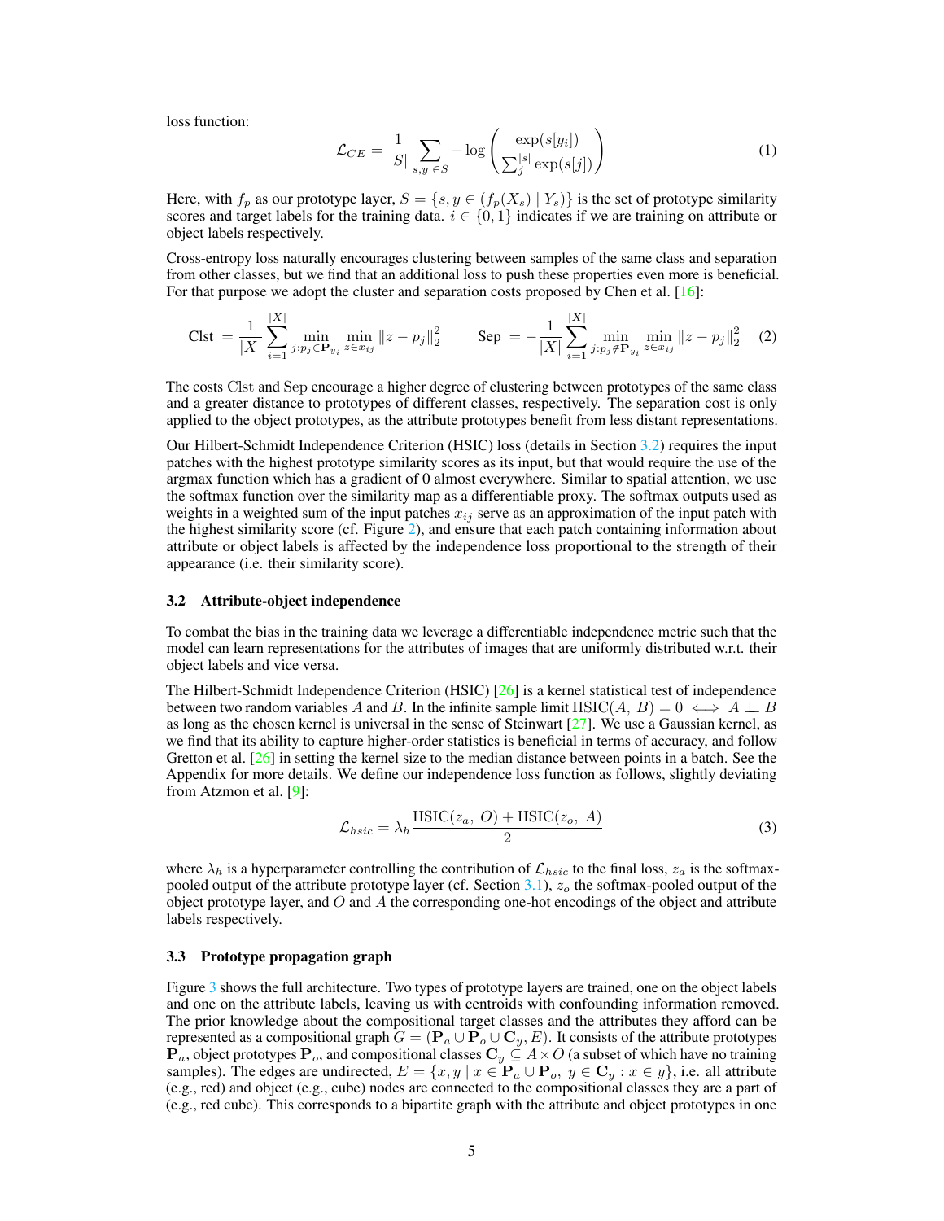loss function:

$$\mathcal{L}_{CE} = \frac{1}{|S|} \sum_{s,y\in S} -\log \left( \frac{\exp(s[y_i])}{\sum_j^{|s|} \exp(s[j])} \right) \tag{1}$$

Here, with $f_p$ as our prototype layer, $S = \{s, y \in (f_p(X_s) \mid Y_s)\}$ is the set of prototype similarity scores and target labels for the training data. $i \in \{0, 1\}$ indicates if we are training on attribute or object labels respectively.

Cross-entropy loss naturally encourages clustering between samples of the same class and separation from other classes, but we find that an additional loss to push these properties even more is beneficial. For that purpose we adopt the cluster and separation costs proposed by Chen et al. [16]:

$$\text{Clst} = \frac{1}{|X|} \sum_{i=1}^{|X|} \min_{j:p_j \in \mathbf{P}_{y_i}} \min_{z \in x_{ij}} \|z - p_j\|_2^2 \qquad \text{Sep} = -\frac{1}{|X|} \sum_{i=1}^{|X|} \min_{j:p_j \notin \mathbf{P}_{y_i}} \min_{z \in x_{ij}} \|z - p_j\|_2^2 \tag{2}$$

The costs Clst and Sep encourage a higher degree of clustering between prototypes of the same class and a greater distance to prototypes of different classes, respectively. The separation cost is only applied to the object prototypes, as the attribute prototypes benefit from less distant representations.

Our Hilbert-Schmidt Independence Criterion (HSIC) loss (details in Section 3.2) requires the input patches with the highest prototype similarity scores as its input, but that would require the use of the argmax function which has a gradient of 0 almost everywhere. Similar to spatial attention, we use the softmax function over the similarity map as a differentiable proxy. The softmax outputs used as weights in a weighted sum of the input patches $x_{ij}$ serve as an approximation of the input patch with the highest similarity score (cf. Figure 2), and ensure that each patch containing information about attribute or object labels is affected by the independence loss proportional to the strength of their appearance (i.e. their similarity score).

### 3.2 Attribute-object independence

To combat the bias in the training data we leverage a differentiable independence metric such that the model can learn representations for the attributes of images that are uniformly distributed w.r.t. their object labels and vice versa.

The Hilbert-Schmidt Independence Criterion (HSIC) [26] is a kernel statistical test of independence between two random variables $A$ and $B$. In the infinite sample limit $\text{HSIC}(A,\, B) = 0 \iff A \perp\!\!\!\perp B$ as long as the chosen kernel is universal in the sense of Steinwart [27]. We use a Gaussian kernel, as we find that its ability to capture higher-order statistics is beneficial in terms of accuracy, and follow Gretton et al. [26] in setting the kernel size to the median distance between points in a batch. See the Appendix for more details. We define our independence loss function as follows, slightly deviating from Atzmon et al. [9]:

$$\mathcal{L}_{hsic} = \lambda_h \frac{\text{HSIC}(z_a,\, O) + \text{HSIC}(z_o,\, A)}{2} \tag{3}$$

where $\lambda_h$ is a hyperparameter controlling the contribution of $\mathcal{L}_{hsic}$ to the final loss, $z_a$ is the softmax-pooled output of the attribute prototype layer (cf. Section 3.1), $z_o$ the softmax-pooled output of the object prototype layer, and $O$ and $A$ the corresponding one-hot encodings of the object and attribute labels respectively.

### 3.3 Prototype propagation graph

Figure 3 shows the full architecture. Two types of prototype layers are trained, one on the object labels and one on the attribute labels, leaving us with centroids with confounding information removed. The prior knowledge about the compositional target classes and the attributes they afford can be represented as a compositional graph $G = (\mathbf{P}_a \cup \mathbf{P}_o \cup \mathbf{C}_y, E)$. It consists of the attribute prototypes $\mathbf{P}_a$, object prototypes $\mathbf{P}_o$, and compositional classes $\mathbf{C}_y \subseteq A \times O$ (a subset of which have no training samples). The edges are undirected, $E = \{x, y \mid x \in \mathbf{P}_a \cup \mathbf{P}_o,\ y \in \mathbf{C}_y : x \in y\}$, i.e. all attribute (e.g., red) and object (e.g., cube) nodes are connected to the compositional classes they are a part of (e.g., red cube). This corresponds to a bipartite graph with the attribute and object prototypes in one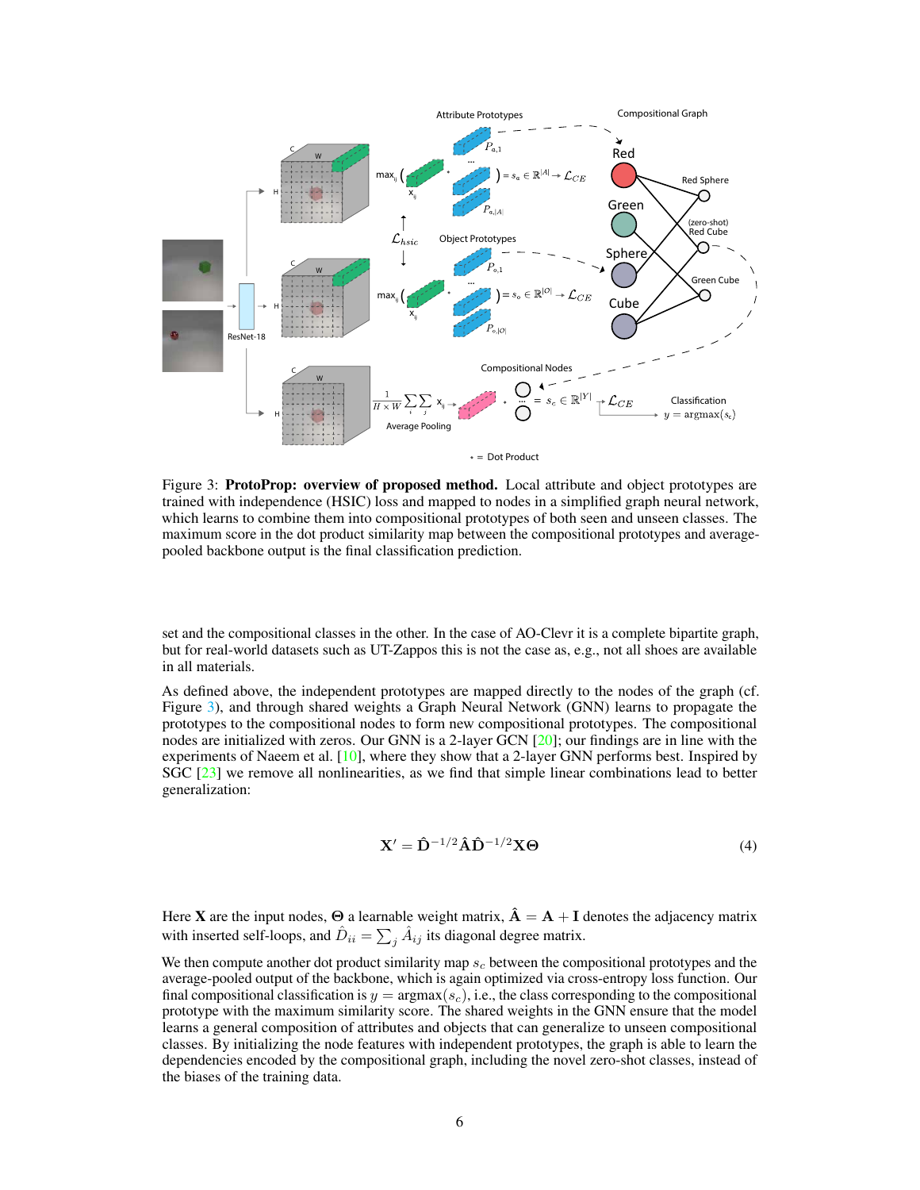Figure 3: **ProtoProp: overview of proposed method.** Local attribute and object prototypes are trained with independence (HSIC) loss and mapped to nodes in a simplified graph neural network, which learns to combine them into compositional prototypes of both seen and unseen classes. The maximum score in the dot product similarity map between the compositional prototypes and average-pooled backbone output is the final classification prediction.

set and the compositional classes in the other. In the case of AO-Clevr it is a complete bipartite graph, but for real-world datasets such as UT-Zappos this is not the case as, e.g., not all shoes are available in all materials.

As defined above, the independent prototypes are mapped directly to the nodes of the graph (cf. Figure 3), and through shared weights a Graph Neural Network (GNN) learns to propagate the prototypes to the compositional nodes to form new compositional prototypes. The compositional nodes are initialized with zeros. Our GNN is a 2-layer GCN [20]; our findings are in line with the experiments of Naeem et al. [10], where they show that a 2-layer GNN performs best. Inspired by SGC [23] we remove all nonlinearities, as we find that simple linear combinations lead to better generalization:

$$\mathbf{X}' = \hat{\mathbf{D}}^{-1/2}\hat{\mathbf{A}}\hat{\mathbf{D}}^{-1/2}\mathbf{X}\mathbf{\Theta} \tag{4}$$

Here $\mathbf{X}$ are the input nodes, $\mathbf{\Theta}$ a learnable weight matrix, $\hat{\mathbf{A}} = \mathbf{A} + \mathbf{I}$ denotes the adjacency matrix with inserted self-loops, and $\hat{D}_{ii} = \sum_j \hat{A}_{ij}$ its diagonal degree matrix.

We then compute another dot product similarity map $s_c$ between the compositional prototypes and the average-pooled output of the backbone, which is again optimized via cross-entropy loss function. Our final compositional classification is $y = \text{argmax}(s_c)$, i.e., the class corresponding to the compositional prototype with the maximum similarity score. The shared weights in the GNN ensure that the model learns a general composition of attributes and objects that can generalize to unseen compositional classes. By initializing the node features with independent prototypes, the graph is able to learn the dependencies encoded by the compositional graph, including the novel zero-shot classes, instead of the biases of the training data.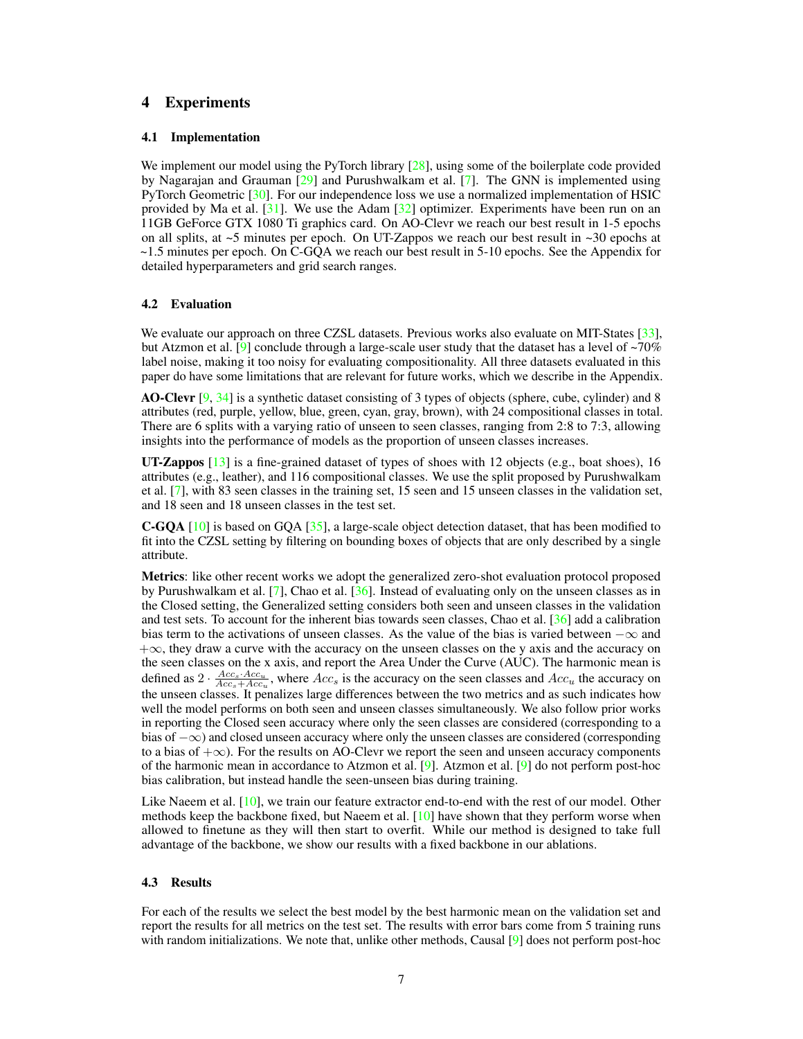# 4 Experiments

## 4.1 Implementation

We implement our model using the PyTorch library [28], using some of the boilerplate code provided by Nagarajan and Grauman [29] and Purushwalkam et al. [7]. The GNN is implemented using PyTorch Geometric [30]. For our independence loss we use a normalized implementation of HSIC provided by Ma et al. [31]. We use the Adam [32] optimizer. Experiments have been run on an 11GB GeForce GTX 1080 Ti graphics card. On AO-Clevr we reach our best result in 1-5 epochs on all splits, at ~5 minutes per epoch. On UT-Zappos we reach our best result in ~30 epochs at ~1.5 minutes per epoch. On C-GQA we reach our best result in 5-10 epochs. See the Appendix for detailed hyperparameters and grid search ranges.

## 4.2 Evaluation

We evaluate our approach on three CZSL datasets. Previous works also evaluate on MIT-States [33], but Atzmon et al. [9] conclude through a large-scale user study that the dataset has a level of ~70% label noise, making it too noisy for evaluating compositionality. All three datasets evaluated in this paper do have some limitations that are relevant for future works, which we describe in the Appendix.

**AO-Clevr** [9, 34] is a synthetic dataset consisting of 3 types of objects (sphere, cube, cylinder) and 8 attributes (red, purple, yellow, blue, green, cyan, gray, brown), with 24 compositional classes in total. There are 6 splits with a varying ratio of unseen to seen classes, ranging from 2:8 to 7:3, allowing insights into the performance of models as the proportion of unseen classes increases.

**UT-Zappos** [13] is a fine-grained dataset of types of shoes with 12 objects (e.g., boat shoes), 16 attributes (e.g., leather), and 116 compositional classes. We use the split proposed by Purushwalkam et al. [7], with 83 seen classes in the training set, 15 seen and 15 unseen classes in the validation set, and 18 seen and 18 unseen classes in the test set.

**C-GQA** [10] is based on GQA [35], a large-scale object detection dataset, that has been modified to fit into the CZSL setting by filtering on bounding boxes of objects that are only described by a single attribute.

**Metrics**: like other recent works we adopt the generalized zero-shot evaluation protocol proposed by Purushwalkam et al. [7], Chao et al. [36]. Instead of evaluating only on the unseen classes as in the Closed setting, the Generalized setting considers both seen and unseen classes in the validation and test sets. To account for the inherent bias towards seen classes, Chao et al. [36] add a calibration bias term to the activations of unseen classes. As the value of the bias is varied between $-\infty$ and $+\infty$, they draw a curve with the accuracy on the unseen classes on the y axis and the accuracy on the seen classes on the x axis, and report the Area Under the Curve (AUC). The harmonic mean is defined as $2 \cdot \frac{Acc_s \cdot Acc_u}{Acc_s + Acc_u}$, where $Acc_s$ is the accuracy on the seen classes and $Acc_u$ the accuracy on the unseen classes. It penalizes large differences between the two metrics and as such indicates how well the model performs on both seen and unseen classes simultaneously. We also follow prior works in reporting the Closed seen accuracy where only the seen classes are considered (corresponding to a bias of $-\infty$) and closed unseen accuracy where only the unseen classes are considered (corresponding to a bias of $+\infty$). For the results on AO-Clevr we report the seen and unseen accuracy components of the harmonic mean in accordance to Atzmon et al. [9]. Atzmon et al. [9] do not perform post-hoc bias calibration, but instead handle the seen-unseen bias during training.

Like Naeem et al. [10], we train our feature extractor end-to-end with the rest of our model. Other methods keep the backbone fixed, but Naeem et al. [10] have shown that they perform worse when allowed to finetune as they will then start to overfit. While our method is designed to take full advantage of the backbone, we show our results with a fixed backbone in our ablations.

## 4.3 Results

For each of the results we select the best model by the best harmonic mean on the validation set and report the results for all metrics on the test set. The results with error bars come from 5 training runs with random initializations. We note that, unlike other methods, Causal [9] does not perform post-hoc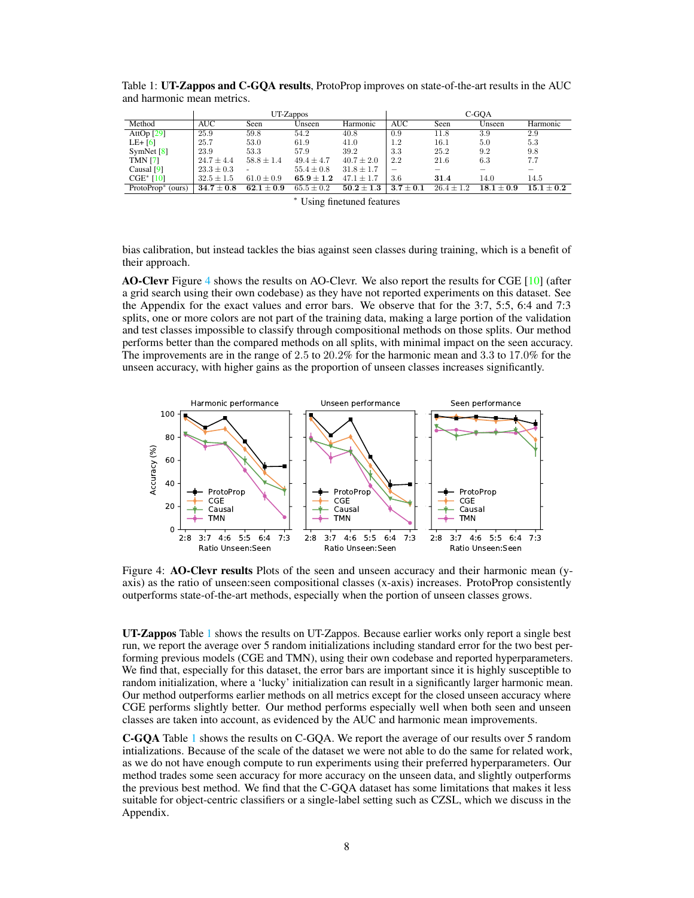Table 1: **UT-Zappos and C-GQA results**, ProtoProp improves on state-of-the-art results in the AUC and harmonic mean metrics.

| | UT-Zappos | | | | C-GQA | | | |
|---|---|---|---|---|---|---|---|---|
| Method | AUC | Seen | Unseen | Harmonic | AUC | Seen | Unseen | Harmonic |
| AttOp [29] | 25.9 | 59.8 | 54.2 | 40.8 | 0.9 | 11.8 | 3.9 | 2.9 |
| LE+ [6] | 25.7 | 53.0 | 61.9 | 41.0 | 1.2 | 16.1 | 5.0 | 5.3 |
| SymNet [8] | 23.9 | 53.3 | 57.9 | 39.2 | 3.3 | 25.2 | 9.2 | 9.8 |
| TMN [7] | $24.7 \pm 4.4$ | $58.8 \pm 1.4$ | $49.4 \pm 4.7$ | $40.7 \pm 2.0$ | 2.2 | 21.6 | 6.3 | 7.7 |
| Causal [9] | $23.3 \pm 0.3$ | - | $55.4 \pm 0.8$ | $31.8 \pm 1.7$ | – | – | – | – |
| CGE* [10] | $32.5 \pm 1.5$ | $61.0 \pm 0.9$ | $\mathbf{65.9 \pm 1.2}$ | $47.1 \pm 1.7$ | 3.6 | **31.4** | 14.0 | 14.5 |
| ProtoProp* (ours) | $\mathbf{34.7 \pm 0.8}$ | $\mathbf{62.1 \pm 0.9}$ | $65.5 \pm 0.2$ | $\mathbf{50.2 \pm 1.3}$ | $\mathbf{3.7 \pm 0.1}$ | $26.4 \pm 1.2$ | $\mathbf{18.1 \pm 0.9}$ | $\mathbf{15.1 \pm 0.2}$ |

* Using finetuned features

bias calibration, but instead tackles the bias against seen classes during training, which is a benefit of their approach.

**AO-Clevr** Figure 4 shows the results on AO-Clevr. We also report the results for CGE [10] (after a grid search using their own codebase) as they have not reported experiments on this dataset. See the Appendix for the exact values and error bars. We observe that for the 3:7, 5:5, 6:4 and 7:3 splits, one or more colors are not part of the training data, making a large portion of the validation and test classes impossible to classify through compositional methods on those splits. Our method performs better than the compared methods on all splits, with minimal impact on the seen accuracy. The improvements are in the range of 2.5 to 20.2% for the harmonic mean and 3.3 to 17.0% for the unseen accuracy, with higher gains as the proportion of unseen classes increases significantly.

Figure 4: **AO-Clevr results** Plots of the seen and unseen accuracy and their harmonic mean (y-axis) as the ratio of unseen:seen compositional classes (x-axis) increases. ProtoProp consistently outperforms state-of-the-art methods, especially when the portion of unseen classes grows.

**UT-Zappos** Table 1 shows the results on UT-Zappos. Because earlier works only report a single best run, we report the average over 5 random initializations including standard error for the two best performing previous models (CGE and TMN), using their own codebase and reported hyperparameters. We find that, especially for this dataset, the error bars are important since it is highly susceptible to random initialization, where a 'lucky' initialization can result in a significantly larger harmonic mean. Our method outperforms earlier methods on all metrics except for the closed unseen accuracy where CGE performs slightly better. Our method performs especially well when both seen and unseen classes are taken into account, as evidenced by the AUC and harmonic mean improvements.

**C-GQA** Table 1 shows the results on C-GQA. We report the average of our results over 5 random intializations. Because of the scale of the dataset we were not able to do the same for related work, as we do not have enough compute to run experiments using their preferred hyperparameters. Our method trades some seen accuracy for more accuracy on the unseen data, and slightly outperforms the previous best method. We find that the C-GQA dataset has some limitations that makes it less suitable for object-centric classifiers or a single-label setting such as CZSL, which we discuss in the Appendix.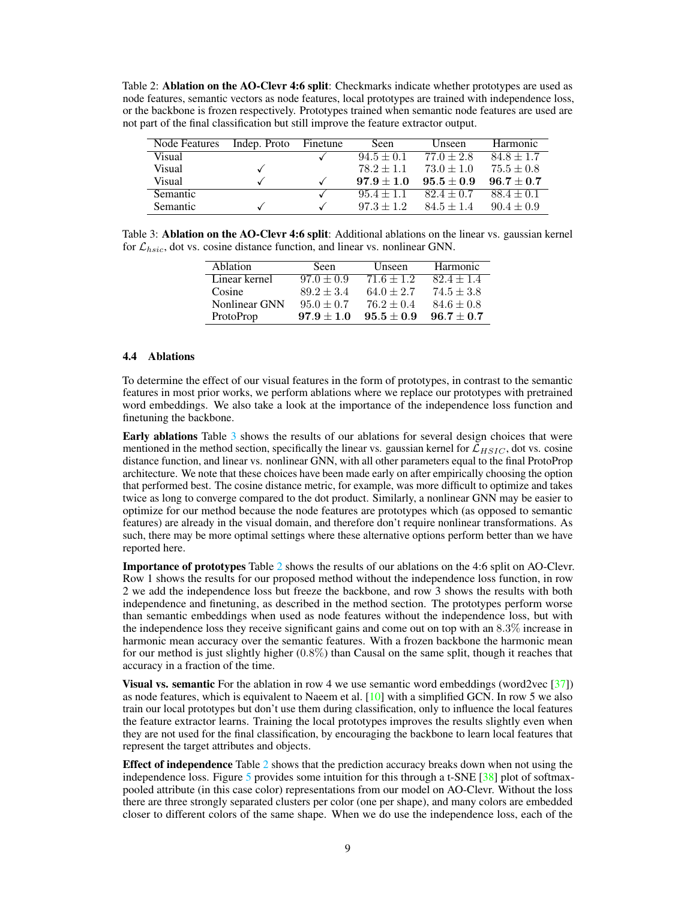Table 2: **Ablation on the AO-Clevr 4:6 split**: Checkmarks indicate whether prototypes are used as node features, semantic vectors as node features, local prototypes are trained with independence loss, or the backbone is frozen respectively. Prototypes trained when semantic node features are used are not part of the final classification but still improve the feature extractor output.

| Node Features | Indep. Proto | Finetune | Seen | Unseen | Harmonic |
|---|---|---|---|---|---|
| Visual | | ✓ | $94.5 \pm 0.1$ | $77.0 \pm 2.8$ | $84.8 \pm 1.7$ |
| Visual | ✓ | | $78.2 \pm 1.1$ | $73.0 \pm 1.0$ | $75.5 \pm 0.8$ |
| Visual | ✓ | ✓ | $\mathbf{97.9 \pm 1.0}$ | $\mathbf{95.5 \pm 0.9}$ | $\mathbf{96.7 \pm 0.7}$ |
| Semantic | | ✓ | $95.4 \pm 1.1$ | $82.4 \pm 0.7$ | $88.4 \pm 0.1$ |
| Semantic | ✓ | ✓ | $97.3 \pm 1.2$ | $84.5 \pm 1.4$ | $90.4 \pm 0.9$ |

Table 3: **Ablation on the AO-Clevr 4:6 split**: Additional ablations on the linear vs. gaussian kernel for $\mathcal{L}_{hsic}$, dot vs. cosine distance function, and linear vs. nonlinear GNN.

| Ablation | Seen | Unseen | Harmonic |
|---|---|---|---|
| Linear kernel | $97.0 \pm 0.9$ | $71.6 \pm 1.2$ | $82.4 \pm 1.4$ |
| Cosine | $89.2 \pm 3.4$ | $64.0 \pm 2.7$ | $74.5 \pm 3.8$ |
| Nonlinear GNN | $95.0 \pm 0.7$ | $76.2 \pm 0.4$ | $84.6 \pm 0.8$ |
| ProtoProp | $\mathbf{97.9 \pm 1.0}$ | $\mathbf{95.5 \pm 0.9}$ | $\mathbf{96.7 \pm 0.7}$ |

### 4.4 Ablations

To determine the effect of our visual features in the form of prototypes, in contrast to the semantic features in most prior works, we perform ablations where we replace our prototypes with pretrained word embeddings. We also take a look at the importance of the independence loss function and finetuning the backbone.

**Early ablations** Table 3 shows the results of our ablations for several design choices that were mentioned in the method section, specifically the linear vs. gaussian kernel for $\mathcal{L}_{HSIC}$, dot vs. cosine distance function, and linear vs. nonlinear GNN, with all other parameters equal to the final ProtoProp architecture. We note that these choices have been made early on after empirically choosing the option that performed best. The cosine distance metric, for example, was more difficult to optimize and takes twice as long to converge compared to the dot product. Similarly, a nonlinear GNN may be easier to optimize for our method because the node features are prototypes which (as opposed to semantic features) are already in the visual domain, and therefore don't require nonlinear transformations. As such, there may be more optimal settings where these alternative options perform better than we have reported here.

**Importance of prototypes** Table 2 shows the results of our ablations on the 4:6 split on AO-Clevr. Row 1 shows the results for our proposed method without the independence loss function, in row 2 we add the independence loss but freeze the backbone, and row 3 shows the results with both independence and finetuning, as described in the method section. The prototypes perform worse than semantic embeddings when used as node features without the independence loss, but with the independence loss they receive significant gains and come out on top with an $8.3\%$ increase in harmonic mean accuracy over the semantic features. With a frozen backbone the harmonic mean for our method is just slightly higher ($0.8\%$) than Causal on the same split, though it reaches that accuracy in a fraction of the time.

**Visual vs. semantic** For the ablation in row 4 we use semantic word embeddings (word2vec [37]) as node features, which is equivalent to Naeem et al. [10] with a simplified GCN. In row 5 we also train our local prototypes but don't use them during classification, only to influence the local features the feature extractor learns. Training the local prototypes improves the results slightly even when they are not used for the final classification, by encouraging the backbone to learn local features that represent the target attributes and objects.

**Effect of independence** Table 2 shows that the prediction accuracy breaks down when not using the independence loss. Figure 5 provides some intuition for this through a t-SNE [38] plot of softmax-pooled attribute (in this case color) representations from our model on AO-Clevr. Without the loss there are three strongly separated clusters per color (one per shape), and many colors are embedded closer to different colors of the same shape. When we do use the independence loss, each of the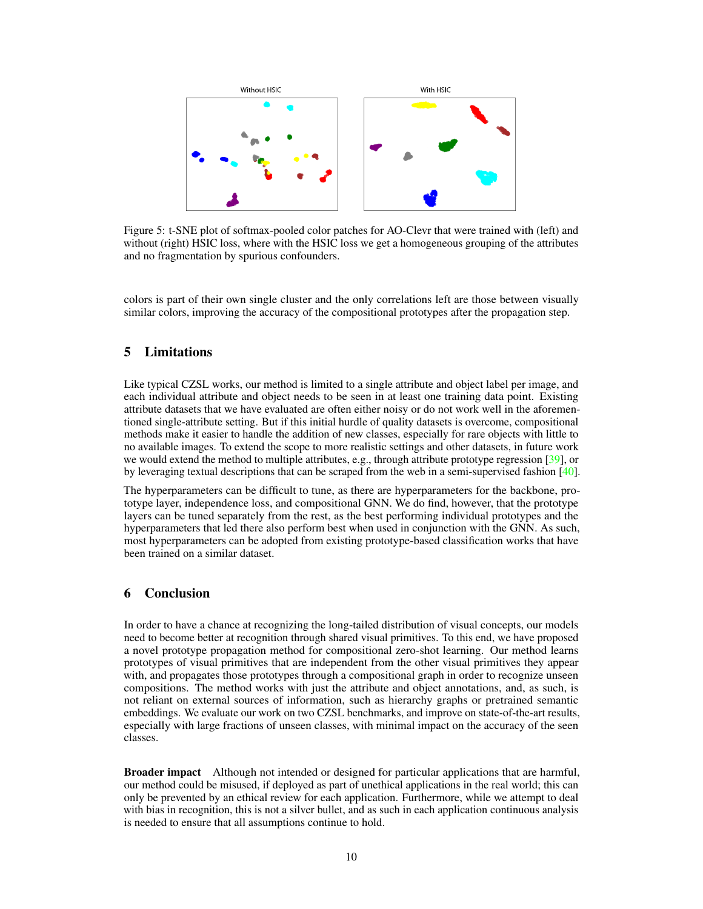Figure 5: t-SNE plot of softmax-pooled color patches for AO-Clevr that were trained with (left) and without (right) HSIC loss, where with the HSIC loss we get a homogeneous grouping of the attributes and no fragmentation by spurious confounders.

colors is part of their own single cluster and the only correlations left are those between visually similar colors, improving the accuracy of the compositional prototypes after the propagation step.

## 5 Limitations

Like typical CZSL works, our method is limited to a single attribute and object label per image, and each individual attribute and object needs to be seen in at least one training data point. Existing attribute datasets that we have evaluated are often either noisy or do not work well in the aforementioned single-attribute setting. But if this initial hurdle of quality datasets is overcome, compositional methods make it easier to handle the addition of new classes, especially for rare objects with little to no available images. To extend the scope to more realistic settings and other datasets, in future work we would extend the method to multiple attributes, e.g., through attribute prototype regression [39], or by leveraging textual descriptions that can be scraped from the web in a semi-supervised fashion [40].

The hyperparameters can be difficult to tune, as there are hyperparameters for the backbone, prototype layer, independence loss, and compositional GNN. We do find, however, that the prototype layers can be tuned separately from the rest, as the best performing individual prototypes and the hyperparameters that led there also perform best when used in conjunction with the GNN. As such, most hyperparameters can be adopted from existing prototype-based classification works that have been trained on a similar dataset.

## 6 Conclusion

In order to have a chance at recognizing the long-tailed distribution of visual concepts, our models need to become better at recognition through shared visual primitives. To this end, we have proposed a novel prototype propagation method for compositional zero-shot learning. Our method learns prototypes of visual primitives that are independent from the other visual primitives they appear with, and propagates those prototypes through a compositional graph in order to recognize unseen compositions. The method works with just the attribute and object annotations, and, as such, is not reliant on external sources of information, such as hierarchy graphs or pretrained semantic embeddings. We evaluate our work on two CZSL benchmarks, and improve on state-of-the-art results, especially with large fractions of unseen classes, with minimal impact on the accuracy of the seen classes.

**Broader impact** Although not intended or designed for particular applications that are harmful, our method could be misused, if deployed as part of unethical applications in the real world; this can only be prevented by an ethical review for each application. Furthermore, while we attempt to deal with bias in recognition, this is not a silver bullet, and as such in each application continuous analysis is needed to ensure that all assumptions continue to hold.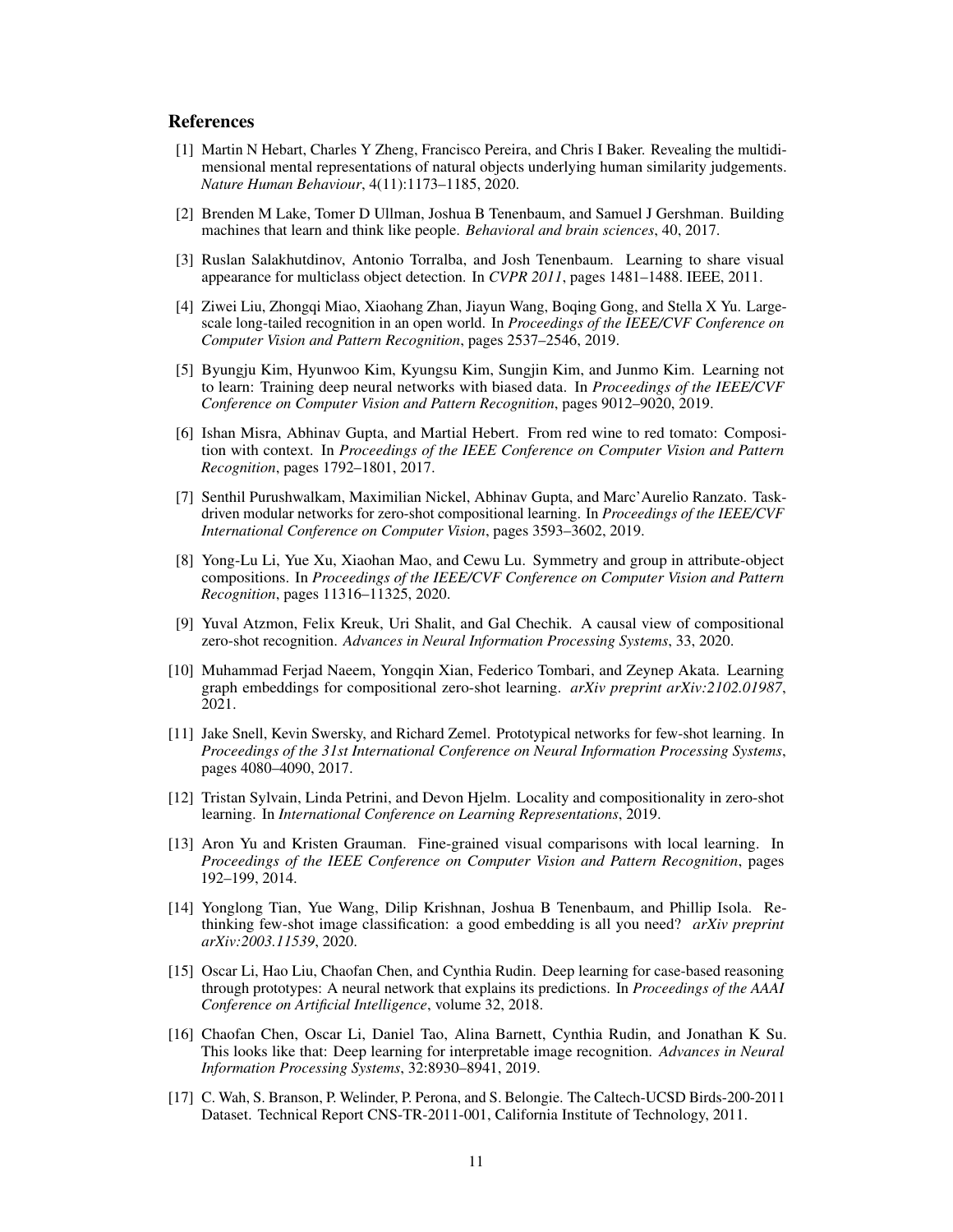## References

[1] Martin N Hebart, Charles Y Zheng, Francisco Pereira, and Chris I Baker. Revealing the multidimensional mental representations of natural objects underlying human similarity judgements. *Nature Human Behaviour*, 4(11):1173–1185, 2020.

[2] Brenden M Lake, Tomer D Ullman, Joshua B Tenenbaum, and Samuel J Gershman. Building machines that learn and think like people. *Behavioral and brain sciences*, 40, 2017.

[3] Ruslan Salakhutdinov, Antonio Torralba, and Josh Tenenbaum. Learning to share visual appearance for multiclass object detection. In *CVPR 2011*, pages 1481–1488. IEEE, 2011.

[4] Ziwei Liu, Zhongqi Miao, Xiaohang Zhan, Jiayun Wang, Boqing Gong, and Stella X Yu. Large-scale long-tailed recognition in an open world. In *Proceedings of the IEEE/CVF Conference on Computer Vision and Pattern Recognition*, pages 2537–2546, 2019.

[5] Byungju Kim, Hyunwoo Kim, Kyungsu Kim, Sungjin Kim, and Junmo Kim. Learning not to learn: Training deep neural networks with biased data. In *Proceedings of the IEEE/CVF Conference on Computer Vision and Pattern Recognition*, pages 9012–9020, 2019.

[6] Ishan Misra, Abhinav Gupta, and Martial Hebert. From red wine to red tomato: Composition with context. In *Proceedings of the IEEE Conference on Computer Vision and Pattern Recognition*, pages 1792–1801, 2017.

[7] Senthil Purushwalkam, Maximilian Nickel, Abhinav Gupta, and Marc'Aurelio Ranzato. Task-driven modular networks for zero-shot compositional learning. In *Proceedings of the IEEE/CVF International Conference on Computer Vision*, pages 3593–3602, 2019.

[8] Yong-Lu Li, Yue Xu, Xiaohan Mao, and Cewu Lu. Symmetry and group in attribute-object compositions. In *Proceedings of the IEEE/CVF Conference on Computer Vision and Pattern Recognition*, pages 11316–11325, 2020.

[9] Yuval Atzmon, Felix Kreuk, Uri Shalit, and Gal Chechik. A causal view of compositional zero-shot recognition. *Advances in Neural Information Processing Systems*, 33, 2020.

[10] Muhammad Ferjad Naeem, Yongqin Xian, Federico Tombari, and Zeynep Akata. Learning graph embeddings for compositional zero-shot learning. *arXiv preprint arXiv:2102.01987*, 2021.

[11] Jake Snell, Kevin Swersky, and Richard Zemel. Prototypical networks for few-shot learning. In *Proceedings of the 31st International Conference on Neural Information Processing Systems*, pages 4080–4090, 2017.

[12] Tristan Sylvain, Linda Petrini, and Devon Hjelm. Locality and compositionality in zero-shot learning. In *International Conference on Learning Representations*, 2019.

[13] Aron Yu and Kristen Grauman. Fine-grained visual comparisons with local learning. In *Proceedings of the IEEE Conference on Computer Vision and Pattern Recognition*, pages 192–199, 2014.

[14] Yonglong Tian, Yue Wang, Dilip Krishnan, Joshua B Tenenbaum, and Phillip Isola. Rethinking few-shot image classification: a good embedding is all you need? *arXiv preprint arXiv:2003.11539*, 2020.

[15] Oscar Li, Hao Liu, Chaofan Chen, and Cynthia Rudin. Deep learning for case-based reasoning through prototypes: A neural network that explains its predictions. In *Proceedings of the AAAI Conference on Artificial Intelligence*, volume 32, 2018.

[16] Chaofan Chen, Oscar Li, Daniel Tao, Alina Barnett, Cynthia Rudin, and Jonathan K Su. This looks like that: Deep learning for interpretable image recognition. *Advances in Neural Information Processing Systems*, 32:8930–8941, 2019.

[17] C. Wah, S. Branson, P. Welinder, P. Perona, and S. Belongie. The Caltech-UCSD Birds-200-2011 Dataset. Technical Report CNS-TR-2011-001, California Institute of Technology, 2011.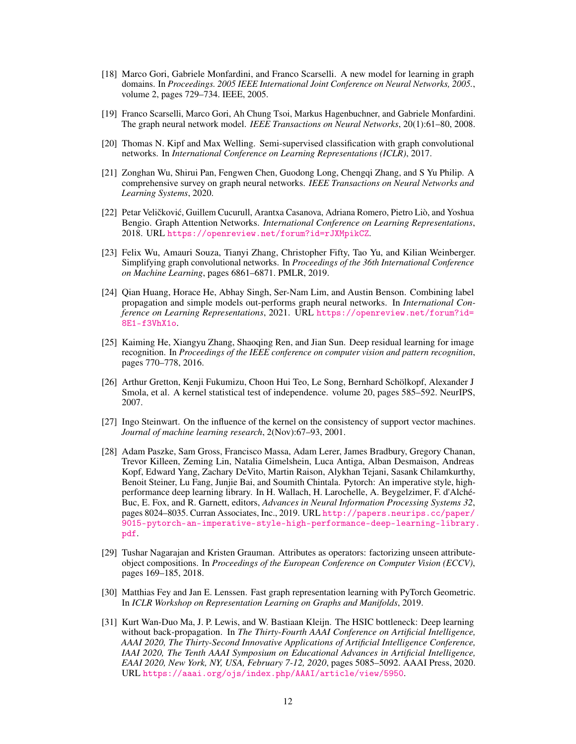[18] Marco Gori, Gabriele Monfardini, and Franco Scarselli. A new model for learning in graph domains. In *Proceedings. 2005 IEEE International Joint Conference on Neural Networks, 2005.*, volume 2, pages 729–734. IEEE, 2005.

[19] Franco Scarselli, Marco Gori, Ah Chung Tsoi, Markus Hagenbuchner, and Gabriele Monfardini. The graph neural network model. *IEEE Transactions on Neural Networks*, 20(1):61–80, 2008.

[20] Thomas N. Kipf and Max Welling. Semi-supervised classification with graph convolutional networks. In *International Conference on Learning Representations (ICLR)*, 2017.

[21] Zonghan Wu, Shirui Pan, Fengwen Chen, Guodong Long, Chengqi Zhang, and S Yu Philip. A comprehensive survey on graph neural networks. *IEEE Transactions on Neural Networks and Learning Systems*, 2020.

[22] Petar Veličković, Guillem Cucurull, Arantxa Casanova, Adriana Romero, Pietro Liò, and Yoshua Bengio. Graph Attention Networks. *International Conference on Learning Representations*, 2018. URL https://openreview.net/forum?id=rJXMpikCZ.

[23] Felix Wu, Amauri Souza, Tianyi Zhang, Christopher Fifty, Tao Yu, and Kilian Weinberger. Simplifying graph convolutional networks. In *Proceedings of the 36th International Conference on Machine Learning*, pages 6861–6871. PMLR, 2019.

[24] Qian Huang, Horace He, Abhay Singh, Ser-Nam Lim, and Austin Benson. Combining label propagation and simple models out-performs graph neural networks. In *International Conference on Learning Representations*, 2021. URL https://openreview.net/forum?id=8E1-f3VhX1o.

[25] Kaiming He, Xiangyu Zhang, Shaoqing Ren, and Jian Sun. Deep residual learning for image recognition. In *Proceedings of the IEEE conference on computer vision and pattern recognition*, pages 770–778, 2016.

[26] Arthur Gretton, Kenji Fukumizu, Choon Hui Teo, Le Song, Bernhard Schölkopf, Alexander J Smola, et al. A kernel statistical test of independence. volume 20, pages 585–592. NeurIPS, 2007.

[27] Ingo Steinwart. On the influence of the kernel on the consistency of support vector machines. *Journal of machine learning research*, 2(Nov):67–93, 2001.

[28] Adam Paszke, Sam Gross, Francisco Massa, Adam Lerer, James Bradbury, Gregory Chanan, Trevor Killeen, Zeming Lin, Natalia Gimelshein, Luca Antiga, Alban Desmaison, Andreas Kopf, Edward Yang, Zachary DeVito, Martin Raison, Alykhan Tejani, Sasank Chilamkurthy, Benoit Steiner, Lu Fang, Junjie Bai, and Soumith Chintala. Pytorch: An imperative style, high-performance deep learning library. In H. Wallach, H. Larochelle, A. Beygelzimer, F. d'Alché-Buc, E. Fox, and R. Garnett, editors, *Advances in Neural Information Processing Systems 32*, pages 8024–8035. Curran Associates, Inc., 2019. URL http://papers.neurips.cc/paper/9015-pytorch-an-imperative-style-high-performance-deep-learning-library.pdf.

[29] Tushar Nagarajan and Kristen Grauman. Attributes as operators: factorizing unseen attribute-object compositions. In *Proceedings of the European Conference on Computer Vision (ECCV)*, pages 169–185, 2018.

[30] Matthias Fey and Jan E. Lenssen. Fast graph representation learning with PyTorch Geometric. In *ICLR Workshop on Representation Learning on Graphs and Manifolds*, 2019.

[31] Kurt Wan-Duo Ma, J. P. Lewis, and W. Bastiaan Kleijn. The HSIC bottleneck: Deep learning without back-propagation. In *The Thirty-Fourth AAAI Conference on Artificial Intelligence, AAAI 2020, The Thirty-Second Innovative Applications of Artificial Intelligence Conference, IAAI 2020, The Tenth AAAI Symposium on Educational Advances in Artificial Intelligence, EAAI 2020, New York, NY, USA, February 7-12, 2020*, pages 5085–5092. AAAI Press, 2020. URL https://aaai.org/ojs/index.php/AAAI/article/view/5950.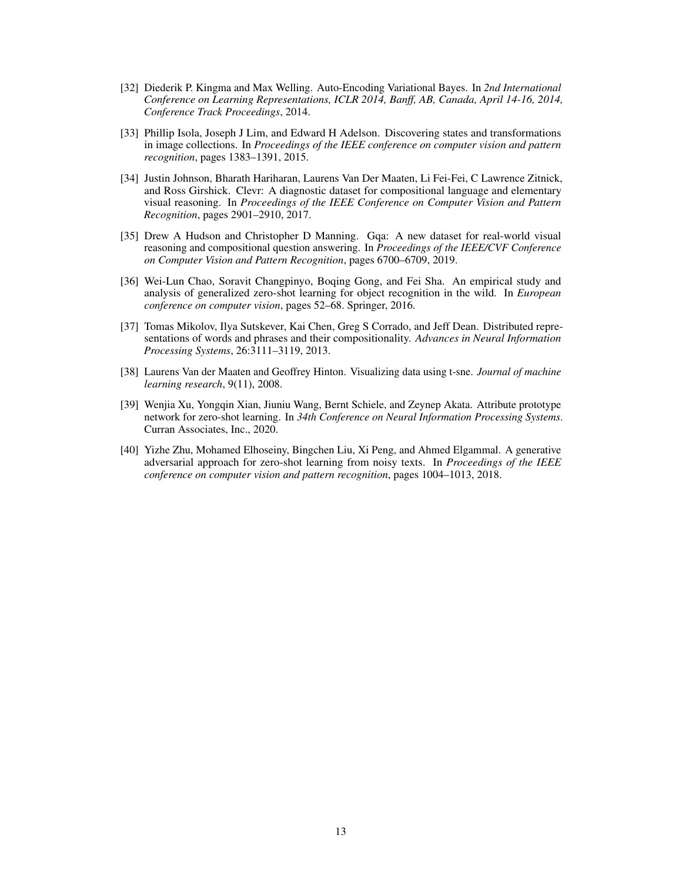[32] Diederik P. Kingma and Max Welling. Auto-Encoding Variational Bayes. In *2nd International Conference on Learning Representations, ICLR 2014, Banff, AB, Canada, April 14-16, 2014, Conference Track Proceedings*, 2014.

[33] Phillip Isola, Joseph J Lim, and Edward H Adelson. Discovering states and transformations in image collections. In *Proceedings of the IEEE conference on computer vision and pattern recognition*, pages 1383–1391, 2015.

[34] Justin Johnson, Bharath Hariharan, Laurens Van Der Maaten, Li Fei-Fei, C Lawrence Zitnick, and Ross Girshick. Clevr: A diagnostic dataset for compositional language and elementary visual reasoning. In *Proceedings of the IEEE Conference on Computer Vision and Pattern Recognition*, pages 2901–2910, 2017.

[35] Drew A Hudson and Christopher D Manning. Gqa: A new dataset for real-world visual reasoning and compositional question answering. In *Proceedings of the IEEE/CVF Conference on Computer Vision and Pattern Recognition*, pages 6700–6709, 2019.

[36] Wei-Lun Chao, Soravit Changpinyo, Boqing Gong, and Fei Sha. An empirical study and analysis of generalized zero-shot learning for object recognition in the wild. In *European conference on computer vision*, pages 52–68. Springer, 2016.

[37] Tomas Mikolov, Ilya Sutskever, Kai Chen, Greg S Corrado, and Jeff Dean. Distributed representations of words and phrases and their compositionality. *Advances in Neural Information Processing Systems*, 26:3111–3119, 2013.

[38] Laurens Van der Maaten and Geoffrey Hinton. Visualizing data using t-sne. *Journal of machine learning research*, 9(11), 2008.

[39] Wenjia Xu, Yongqin Xian, Jiuniu Wang, Bernt Schiele, and Zeynep Akata. Attribute prototype network for zero-shot learning. In *34th Conference on Neural Information Processing Systems*. Curran Associates, Inc., 2020.

[40] Yizhe Zhu, Mohamed Elhoseiny, Bingchen Liu, Xi Peng, and Ahmed Elgammal. A generative adversarial approach for zero-shot learning from noisy texts. In *Proceedings of the IEEE conference on computer vision and pattern recognition*, pages 1004–1013, 2018.